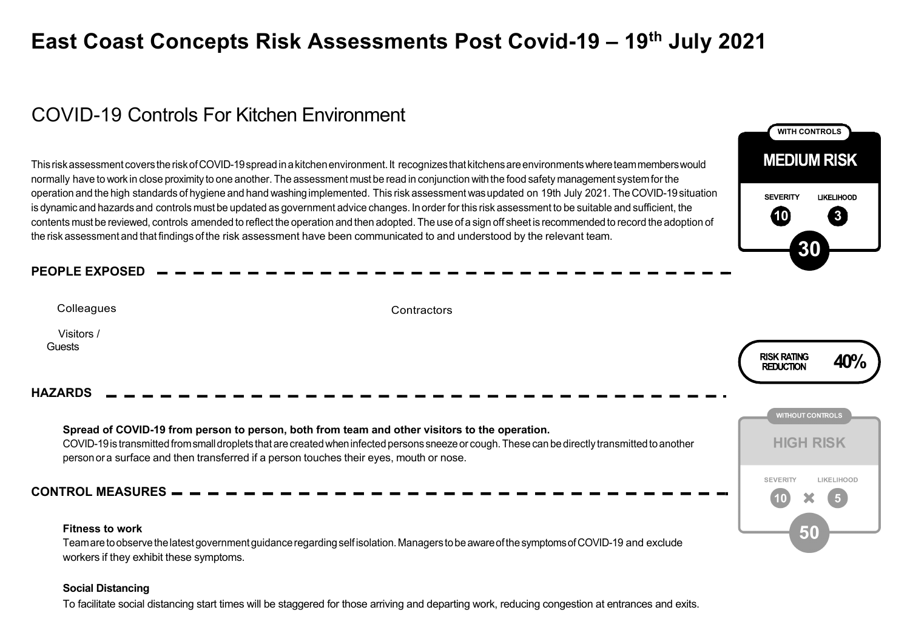# East Coast Concepts Risk Assessments Post Covid-19 – 19th July 2021

## COVID-19 Controls For Kitchen Environment

This risk assessment covers the risk of COVID-19 spread in a kitchen environment. It recognizes that kitchens are environments where team members would normally have to work in close proximity to one another. The assessment must be read in conjunction with the food safety management system for the operation and the high standards of hygiene and hand washing implemented. This risk assessment was updated on 19th July 2021. The COVID-19 situation is dynamic and hazards and controls must be updated as government advice changes. In order for this risk assessment to be suitable and sufficient, the contents must be reviewed, controls amended to reflect the operation and then adopted. The use of a sign off sheet is recommended to record the adoption of the risk assessment and that findings of the risk assessment have been communicated to and understood by the relevant team.

**WITH CONTROLS**

**MEDIUM RISK**

| SEVERITY | LIKELIHOOD |
| --- | --- |
| 10 | 3 |

**30**

### PEOPLE EXPOSED

- Colleagues
- Contractors
- Visitors / Guests

**RISK RATING REDUCTION** **40%**

### HAZARDS

**Spread of COVID-19 from person to person, both from team and other visitors to the operation.**
COVID-19 is transmitted from small droplets that are created when infected persons sneeze or cough. These can be directly transmitted to another person or a surface and then transferred if a person touches their eyes, mouth or nose.

**WITHOUT CONTROLS**

**HIGH RISK**

| SEVERITY | | LIKELIHOOD |
| --- | --- | --- |
| 10 | ✖ | 5 |

**50**

### CONTROL MEASURES

**Fitness to work**
Team are to observe the latest government guidance regarding self isolation. Managers to be aware of the symptoms of COVID-19 and exclude workers if they exhibit these symptoms.

**Social Distancing**
To facilitate social distancing start times will be staggered for those arriving and departing work, reducing congestion at entrances and exits.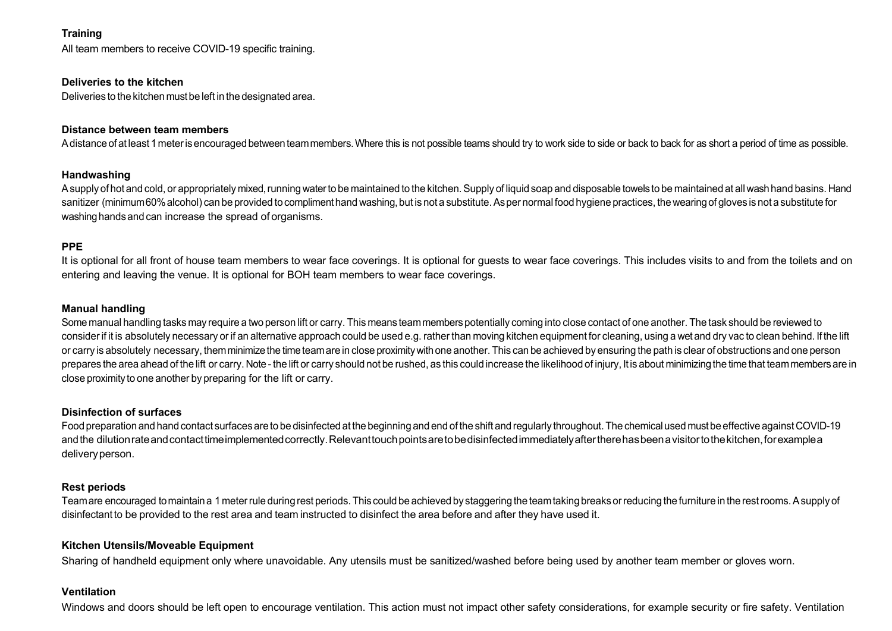**Training**

All team members to receive COVID-19 specific training.

**Deliveries to the kitchen**

Deliveries to the kitchen must be left in the designated area.

**Distance between team members**

A distance of at least 1 meter is encouraged between team members. Where this is not possible teams should try to work side to side or back to back for as short a period of time as possible.

**Handwashing**

A supply of hot and cold, or appropriately mixed, running water to be maintained to the kitchen. Supply of liquid soap and disposable towels to be maintained at all wash hand basins. Hand sanitizer (minimum 60% alcohol) can be provided to compliment hand washing, but is not a substitute. As per normal food hygiene practices, the wearing of gloves is not a substitute for washing hands and can increase the spread of organisms.

**PPE**

It is optional for all front of house team members to wear face coverings. It is optional for guests to wear face coverings. This includes visits to and from the toilets and on entering and leaving the venue. It is optional for BOH team members to wear face coverings.

**Manual handling**

Some manual handling tasks may require a two person lift or carry. This means team members potentially coming into close contact of one another. The task should be reviewed to consider if it is absolutely necessary or if an alternative approach could be used e.g. rather than moving kitchen equipment for cleaning, using a wet and dry vac to clean behind. If the lift or carry is absolutely necessary, them minimize the time team are in close proximity with one another. This can be achieved by ensuring the path is clear of obstructions and one person prepares the area ahead of the lift or carry. Note - the lift or carry should not be rushed, as this could increase the likelihood of injury, It is about minimizing the time that team members are in close proximity to one another by preparing for the lift or carry.

**Disinfection of surfaces**

Food preparation and hand contact surfaces are to be disinfected at the beginning and end of the shift and regularly throughout. The chemical used must be effective against COVID-19 and the dilution rate and contact time implemented correctly. Relevant touch points are to be disinfected immediately after there has been a visitor to the kitchen, for example a delivery person.

**Rest periods**

Team are encouraged to maintain a 1 meter rule during rest periods. This could be achieved by staggering the team taking breaks or reducing the furniture in the rest rooms. A supply of disinfectant to be provided to the rest area and team instructed to disinfect the area before and after they have used it.

**Kitchen Utensils/Moveable Equipment**

Sharing of handheld equipment only where unavoidable. Any utensils must be sanitized/washed before being used by another team member or gloves worn.

**Ventilation**

Windows and doors should be left open to encourage ventilation. This action must not impact other safety considerations, for example security or fire safety. Ventilation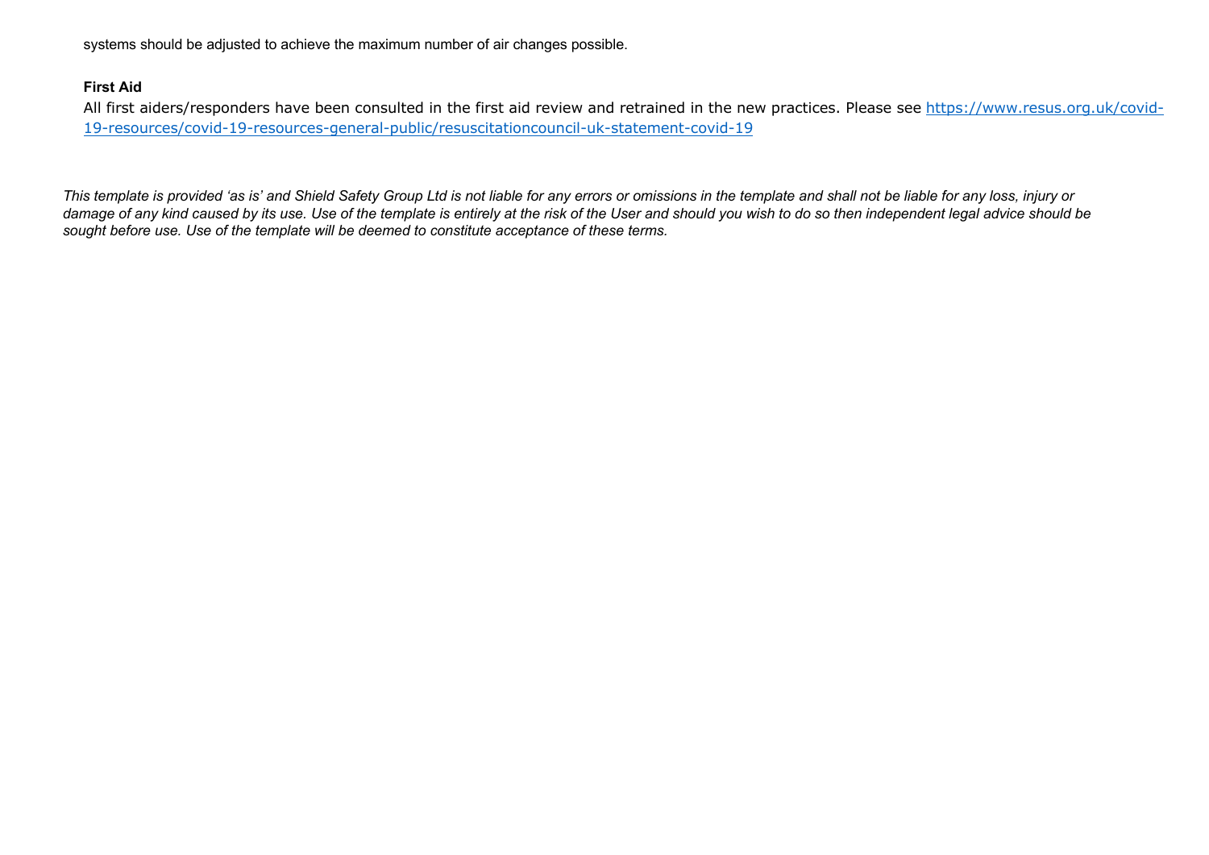systems should be adjusted to achieve the maximum number of air changes possible.

**First Aid**

All first aiders/responders have been consulted in the first aid review and retrained in the new practices. Please see https://www.resus.org.uk/covid-19-resources/covid-19-resources-general-public/resuscitationcouncil-uk-statement-covid-19

*This template is provided 'as is' and Shield Safety Group Ltd is not liable for any errors or omissions in the template and shall not be liable for any loss, injury or damage of any kind caused by its use. Use of the template is entirely at the risk of the User and should you wish to do so then independent legal advice should be sought before use. Use of the template will be deemed to constitute acceptance of these terms.*